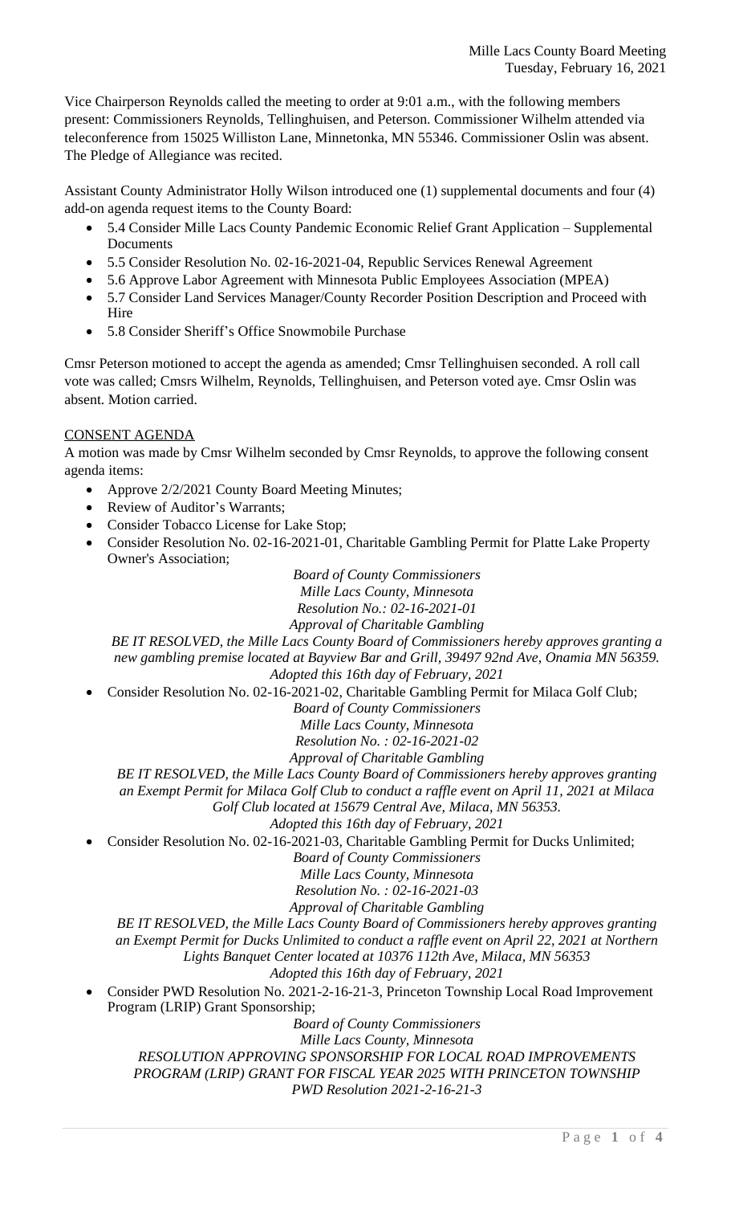Vice Chairperson Reynolds called the meeting to order at 9:01 a.m., with the following members present: Commissioners Reynolds, Tellinghuisen, and Peterson. Commissioner Wilhelm attended via teleconference from 15025 Williston Lane, Minnetonka, MN 55346. Commissioner Oslin was absent. The Pledge of Allegiance was recited.

Assistant County Administrator Holly Wilson introduced one (1) supplemental documents and four (4) add-on agenda request items to the County Board:

- 5.4 Consider Mille Lacs County Pandemic Economic Relief Grant Application – Supplemental Documents
- 5.5 Consider Resolution No. 02-16-2021-04, Republic Services Renewal Agreement
- 5.6 Approve Labor Agreement with Minnesota Public Employees Association (MPEA)
- 5.7 Consider Land Services Manager/County Recorder Position Description and Proceed with Hire
- 5.8 Consider Sheriff's Office Snowmobile Purchase

Cmsr Peterson motioned to accept the agenda as amended; Cmsr Tellinghuisen seconded. A roll call vote was called; Cmsrs Wilhelm, Reynolds, Tellinghuisen, and Peterson voted aye. Cmsr Oslin was absent. Motion carried.

## CONSENT AGENDA

A motion was made by Cmsr Wilhelm seconded by Cmsr Reynolds, to approve the following consent agenda items:

- Approve 2/2/2021 County Board Meeting Minutes;
- Review of Auditor's Warrants;
- Consider Tobacco License for Lake Stop;
- Consider Resolution No. 02-16-2021-01, Charitable Gambling Permit for Platte Lake Property Owner's Association;

  *Board of County Commissioners*
  *Mille Lacs County, Minnesota*
  *Resolution No.: 02-16-2021-01*
  *Approval of Charitable Gambling*

  *BE IT RESOLVED, the Mille Lacs County Board of Commissioners hereby approves granting a new gambling premise located at Bayview Bar and Grill, 39497 92nd Ave, Onamia MN 56359.*
  *Adopted this 16th day of February, 2021*

- Consider Resolution No. 02-16-2021-02, Charitable Gambling Permit for Milaca Golf Club;

  *Board of County Commissioners*
  *Mille Lacs County, Minnesota*
  *Resolution No. : 02-16-2021-02*
  *Approval of Charitable Gambling*

  *BE IT RESOLVED, the Mille Lacs County Board of Commissioners hereby approves granting an Exempt Permit for Milaca Golf Club to conduct a raffle event on April 11, 2021 at Milaca Golf Club located at 15679 Central Ave, Milaca, MN 56353.*
  *Adopted this 16th day of February, 2021*

- Consider Resolution No. 02-16-2021-03, Charitable Gambling Permit for Ducks Unlimited;

  *Board of County Commissioners*
  *Mille Lacs County, Minnesota*
  *Resolution No. : 02-16-2021-03*
  *Approval of Charitable Gambling*

  *BE IT RESOLVED, the Mille Lacs County Board of Commissioners hereby approves granting an Exempt Permit for Ducks Unlimited to conduct a raffle event on April 22, 2021 at Northern Lights Banquet Center located at 10376 112th Ave, Milaca, MN 56353*
  *Adopted this 16th day of February, 2021*

- Consider PWD Resolution No. 2021-2-16-21-3, Princeton Township Local Road Improvement Program (LRIP) Grant Sponsorship;

  *Board of County Commissioners*
  *Mille Lacs County, Minnesota*
  *RESOLUTION APPROVING SPONSORSHIP FOR LOCAL ROAD IMPROVEMENTS PROGRAM (LRIP) GRANT FOR FISCAL YEAR 2025 WITH PRINCETON TOWNSHIP*
  *PWD Resolution 2021-2-16-21-3*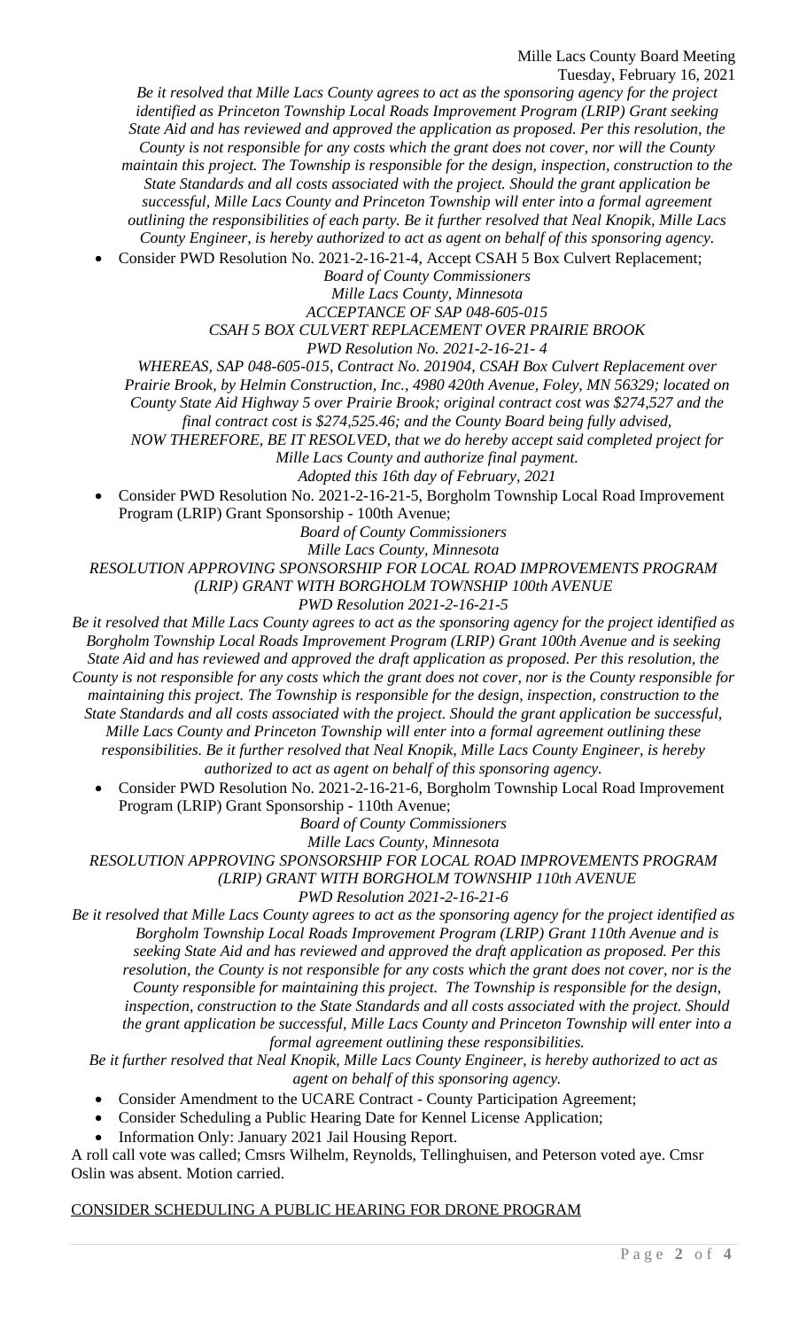*Be it resolved that Mille Lacs County agrees to act as the sponsoring agency for the project identified as Princeton Township Local Roads Improvement Program (LRIP) Grant seeking State Aid and has reviewed and approved the application as proposed. Per this resolution, the County is not responsible for any costs which the grant does not cover, nor will the County maintain this project. The Township is responsible for the design, inspection, construction to the State Standards and all costs associated with the project. Should the grant application be successful, Mille Lacs County and Princeton Township will enter into a formal agreement outlining the responsibilities of each party. Be it further resolved that Neal Knopik, Mille Lacs County Engineer, is hereby authorized to act as agent on behalf of this sponsoring agency.*

- Consider PWD Resolution No. 2021-2-16-21-4, Accept CSAH 5 Box Culvert Replacement;

*Board of County Commissioners*
*Mille Lacs County, Minnesota*
*ACCEPTANCE OF SAP 048-605-015*
*CSAH 5 BOX CULVERT REPLACEMENT OVER PRAIRIE BROOK*
*PWD Resolution No. 2021-2-16-21- 4*

*WHEREAS, SAP 048-605-015, Contract No. 201904, CSAH Box Culvert Replacement over Prairie Brook, by Helmin Construction, Inc., 4980 420th Avenue, Foley, MN 56329; located on County State Aid Highway 5 over Prairie Brook; original contract cost was $274,527 and the final contract cost is $274,525.46; and the County Board being fully advised,*

*NOW THEREFORE, BE IT RESOLVED, that we do hereby accept said completed project for Mille Lacs County and authorize final payment.*

*Adopted this 16th day of February, 2021*

- Consider PWD Resolution No. 2021-2-16-21-5, Borgholm Township Local Road Improvement Program (LRIP) Grant Sponsorship - 100th Avenue;

*Board of County Commissioners*
*Mille Lacs County, Minnesota*
*RESOLUTION APPROVING SPONSORSHIP FOR LOCAL ROAD IMPROVEMENTS PROGRAM (LRIP) GRANT WITH BORGHOLM TOWNSHIP 100th AVENUE*
*PWD Resolution 2021-2-16-21-5*

*Be it resolved that Mille Lacs County agrees to act as the sponsoring agency for the project identified as Borgholm Township Local Roads Improvement Program (LRIP) Grant 100th Avenue and is seeking State Aid and has reviewed and approved the draft application as proposed. Per this resolution, the County is not responsible for any costs which the grant does not cover, nor is the County responsible for maintaining this project. The Township is responsible for the design, inspection, construction to the State Standards and all costs associated with the project. Should the grant application be successful, Mille Lacs County and Princeton Township will enter into a formal agreement outlining these responsibilities. Be it further resolved that Neal Knopik, Mille Lacs County Engineer, is hereby authorized to act as agent on behalf of this sponsoring agency.*

- Consider PWD Resolution No. 2021-2-16-21-6, Borgholm Township Local Road Improvement Program (LRIP) Grant Sponsorship - 110th Avenue;

*Board of County Commissioners*
*Mille Lacs County, Minnesota*
*RESOLUTION APPROVING SPONSORSHIP FOR LOCAL ROAD IMPROVEMENTS PROGRAM (LRIP) GRANT WITH BORGHOLM TOWNSHIP 110th AVENUE*
*PWD Resolution 2021-2-16-21-6*

*Be it resolved that Mille Lacs County agrees to act as the sponsoring agency for the project identified as Borgholm Township Local Roads Improvement Program (LRIP) Grant 110th Avenue and is seeking State Aid and has reviewed and approved the draft application as proposed. Per this resolution, the County is not responsible for any costs which the grant does not cover, nor is the County responsible for maintaining this project. The Township is responsible for the design, inspection, construction to the State Standards and all costs associated with the project. Should the grant application be successful, Mille Lacs County and Princeton Township will enter into a formal agreement outlining these responsibilities.*

*Be it further resolved that Neal Knopik, Mille Lacs County Engineer, is hereby authorized to act as agent on behalf of this sponsoring agency.*

- Consider Amendment to the UCARE Contract - County Participation Agreement;
- Consider Scheduling a Public Hearing Date for Kennel License Application;
- Information Only: January 2021 Jail Housing Report.

A roll call vote was called; Cmsrs Wilhelm, Reynolds, Tellinghuisen, and Peterson voted aye. Cmsr Oslin was absent. Motion carried.

CONSIDER SCHEDULING A PUBLIC HEARING FOR DRONE PROGRAM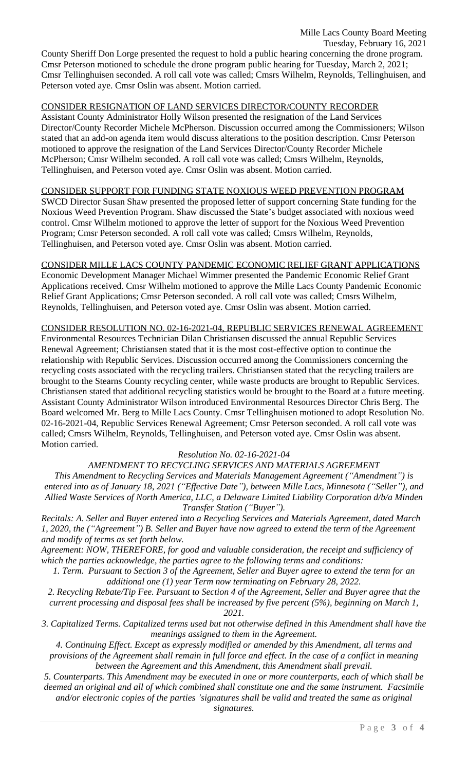County Sheriff Don Lorge presented the request to hold a public hearing concerning the drone program. Cmsr Peterson motioned to schedule the drone program public hearing for Tuesday, March 2, 2021; Cmsr Tellinghuisen seconded. A roll call vote was called; Cmsrs Wilhelm, Reynolds, Tellinghuisen, and Peterson voted aye. Cmsr Oslin was absent. Motion carried.

CONSIDER RESIGNATION OF LAND SERVICES DIRECTOR/COUNTY RECORDER

Assistant County Administrator Holly Wilson presented the resignation of the Land Services Director/County Recorder Michele McPherson. Discussion occurred among the Commissioners; Wilson stated that an add-on agenda item would discuss alterations to the position description. Cmsr Peterson motioned to approve the resignation of the Land Services Director/County Recorder Michele McPherson; Cmsr Wilhelm seconded. A roll call vote was called; Cmsrs Wilhelm, Reynolds, Tellinghuisen, and Peterson voted aye. Cmsr Oslin was absent. Motion carried.

CONSIDER SUPPORT FOR FUNDING STATE NOXIOUS WEED PREVENTION PROGRAM

SWCD Director Susan Shaw presented the proposed letter of support concerning State funding for the Noxious Weed Prevention Program. Shaw discussed the State's budget associated with noxious weed control. Cmsr Wilhelm motioned to approve the letter of support for the Noxious Weed Prevention Program; Cmsr Peterson seconded. A roll call vote was called; Cmsrs Wilhelm, Reynolds, Tellinghuisen, and Peterson voted aye. Cmsr Oslin was absent. Motion carried.

CONSIDER MILLE LACS COUNTY PANDEMIC ECONOMIC RELIEF GRANT APPLICATIONS

Economic Development Manager Michael Wimmer presented the Pandemic Economic Relief Grant Applications received. Cmsr Wilhelm motioned to approve the Mille Lacs County Pandemic Economic Relief Grant Applications; Cmsr Peterson seconded. A roll call vote was called; Cmsrs Wilhelm, Reynolds, Tellinghuisen, and Peterson voted aye. Cmsr Oslin was absent. Motion carried.

CONSIDER RESOLUTION NO. 02-16-2021-04, REPUBLIC SERVICES RENEWAL AGREEMENT

Environmental Resources Technician Dilan Christiansen discussed the annual Republic Services Renewal Agreement; Christiansen stated that it is the most cost-effective option to continue the relationship with Republic Services. Discussion occurred among the Commissioners concerning the recycling costs associated with the recycling trailers. Christiansen stated that the recycling trailers are brought to the Stearns County recycling center, while waste products are brought to Republic Services. Christiansen stated that additional recycling statistics would be brought to the Board at a future meeting. Assistant County Administrator Wilson introduced Environmental Resources Director Chris Berg. The Board welcomed Mr. Berg to Mille Lacs County. Cmsr Tellinghuisen motioned to adopt Resolution No. 02-16-2021-04, Republic Services Renewal Agreement; Cmsr Peterson seconded. A roll call vote was called; Cmsrs Wilhelm, Reynolds, Tellinghuisen, and Peterson voted aye. Cmsr Oslin was absent. Motion carried.

*Resolution No. 02-16-2021-04*

*AMENDMENT TO RECYCLING SERVICES AND MATERIALS AGREEMENT*

*This Amendment to Recycling Services and Materials Management Agreement ("Amendment") is entered into as of January 18, 2021 ("Effective Date"), between Mille Lacs, Minnesota ("Seller"), and Allied Waste Services of North America, LLC, a Delaware Limited Liability Corporation d/b/a Minden Transfer Station ("Buyer").*

*Recitals: A. Seller and Buyer entered into a Recycling Services and Materials Agreement, dated March 1, 2020, the ("Agreement") B. Seller and Buyer have now agreed to extend the term of the Agreement and modify of terms as set forth below.*

*Agreement: NOW, THEREFORE, for good and valuable consideration, the receipt and sufficiency of which the parties acknowledge, the parties agree to the following terms and conditions:*

*1. Term. Pursuant to Section 3 of the Agreement, Seller and Buyer agree to extend the term for an additional one (1) year Term now terminating on February 28, 2022.*

*2. Recycling Rebate/Tip Fee. Pursuant to Section 4 of the Agreement, Seller and Buyer agree that the current processing and disposal fees shall be increased by five percent (5%), beginning on March 1, 2021.*

*3. Capitalized Terms. Capitalized terms used but not otherwise defined in this Amendment shall have the meanings assigned to them in the Agreement.*

*4. Continuing Effect. Except as expressly modified or amended by this Amendment, all terms and provisions of the Agreement shall remain in full force and effect. In the case of a conflict in meaning between the Agreement and this Amendment, this Amendment shall prevail.*

*5. Counterparts. This Amendment may be executed in one or more counterparts, each of which shall be deemed an original and all of which combined shall constitute one and the same instrument. Facsimile and/or electronic copies of the parties 'signatures shall be valid and treated the same as original signatures.*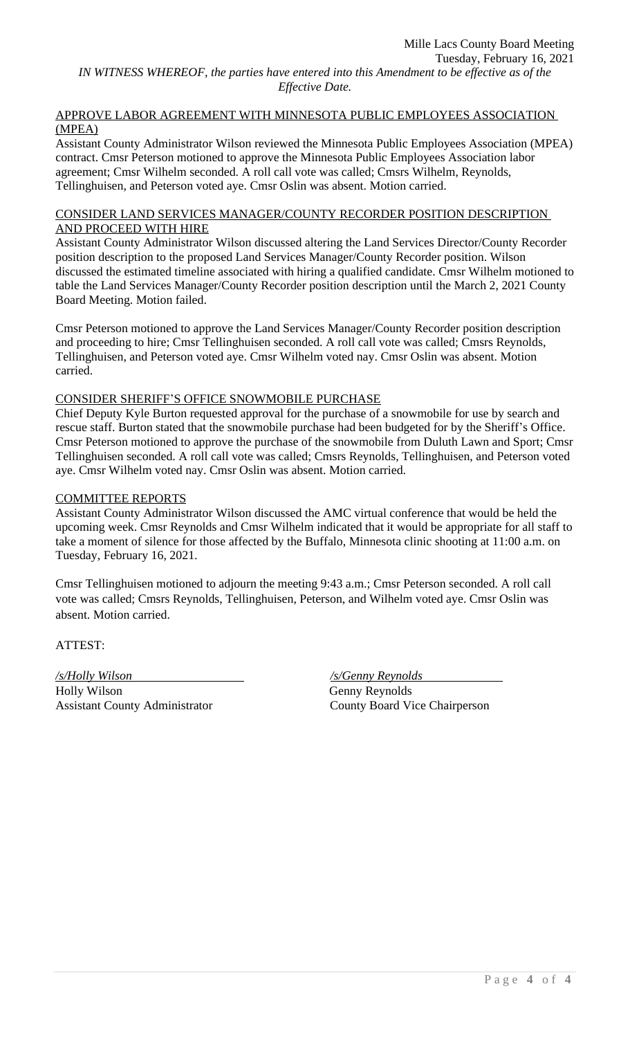*IN WITNESS WHEREOF, the parties have entered into this Amendment to be effective as of the Effective Date.*

## APPROVE LABOR AGREEMENT WITH MINNESOTA PUBLIC EMPLOYEES ASSOCIATION (MPEA)

Assistant County Administrator Wilson reviewed the Minnesota Public Employees Association (MPEA) contract. Cmsr Peterson motioned to approve the Minnesota Public Employees Association labor agreement; Cmsr Wilhelm seconded. A roll call vote was called; Cmsrs Wilhelm, Reynolds, Tellinghuisen, and Peterson voted aye. Cmsr Oslin was absent. Motion carried.

## CONSIDER LAND SERVICES MANAGER/COUNTY RECORDER POSITION DESCRIPTION AND PROCEED WITH HIRE

Assistant County Administrator Wilson discussed altering the Land Services Director/County Recorder position description to the proposed Land Services Manager/County Recorder position. Wilson discussed the estimated timeline associated with hiring a qualified candidate. Cmsr Wilhelm motioned to table the Land Services Manager/County Recorder position description until the March 2, 2021 County Board Meeting. Motion failed.

Cmsr Peterson motioned to approve the Land Services Manager/County Recorder position description and proceeding to hire; Cmsr Tellinghuisen seconded. A roll call vote was called; Cmsrs Reynolds, Tellinghuisen, and Peterson voted aye. Cmsr Wilhelm voted nay. Cmsr Oslin was absent. Motion carried.

## CONSIDER SHERIFF'S OFFICE SNOWMOBILE PURCHASE

Chief Deputy Kyle Burton requested approval for the purchase of a snowmobile for use by search and rescue staff. Burton stated that the snowmobile purchase had been budgeted for by the Sheriff's Office. Cmsr Peterson motioned to approve the purchase of the snowmobile from Duluth Lawn and Sport; Cmsr Tellinghuisen seconded. A roll call vote was called; Cmsrs Reynolds, Tellinghuisen, and Peterson voted aye. Cmsr Wilhelm voted nay. Cmsr Oslin was absent. Motion carried.

## COMMITTEE REPORTS

Assistant County Administrator Wilson discussed the AMC virtual conference that would be held the upcoming week. Cmsr Reynolds and Cmsr Wilhelm indicated that it would be appropriate for all staff to take a moment of silence for those affected by the Buffalo, Minnesota clinic shooting at 11:00 a.m. on Tuesday, February 16, 2021.

Cmsr Tellinghuisen motioned to adjourn the meeting 9:43 a.m.; Cmsr Peterson seconded. A roll call vote was called; Cmsrs Reynolds, Tellinghuisen, Peterson, and Wilhelm voted aye. Cmsr Oslin was absent. Motion carried.

ATTEST:

*/s/Holly Wilson*
Holly Wilson
Assistant County Administrator

*/s/Genny Reynolds*
Genny Reynolds
County Board Vice Chairperson